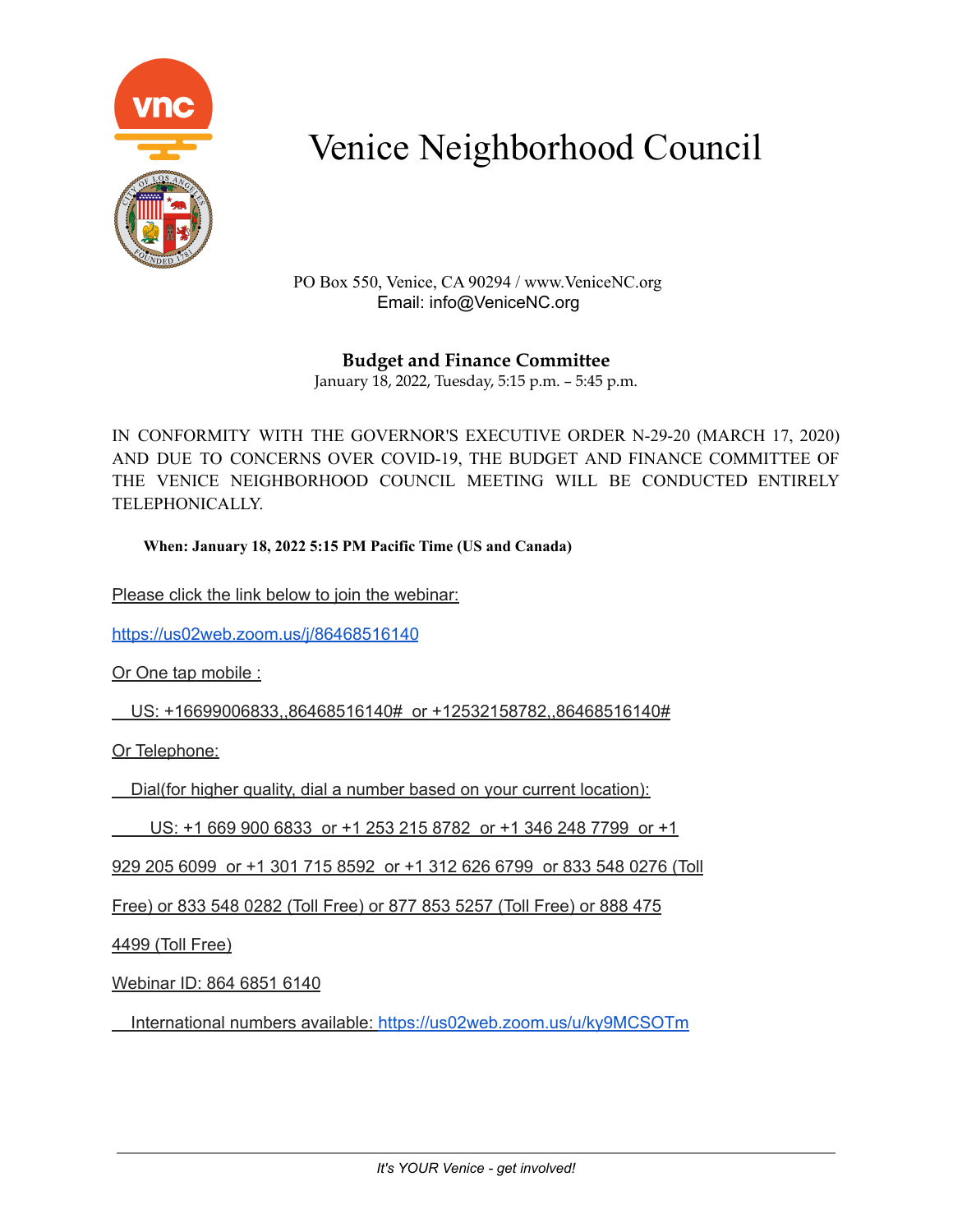# Venice Neighborhood Council

PO Box 550, Venice, CA 90294 / www.VeniceNC.org
Email: info@VeniceNC.org

## Budget and Finance Committee

January 18, 2022, Tuesday, 5:15 p.m. – 5:45 p.m.

IN CONFORMITY WITH THE GOVERNOR'S EXECUTIVE ORDER N-29-20 (MARCH 17, 2020) AND DUE TO CONCERNS OVER COVID-19, THE BUDGET AND FINANCE COMMITTEE OF THE VENICE NEIGHBORHOOD COUNCIL MEETING WILL BE CONDUCTED ENTIRELY TELEPHONICALLY.

**When: January 18, 2022 5:15 PM Pacific Time (US and Canada)**

Please click the link below to join the webinar:

https://us02web.zoom.us/j/86468516140

Or One tap mobile :

US: +16699006833,,86468516140# or +12532158782,,86468516140#

Or Telephone:

Dial(for higher quality, dial a number based on your current location):

US: +1 669 900 6833 or +1 253 215 8782 or +1 346 248 7799 or +1 929 205 6099 or +1 301 715 8592 or +1 312 626 6799 or 833 548 0276 (Toll Free) or 833 548 0282 (Toll Free) or 877 853 5257 (Toll Free) or 888 475 4499 (Toll Free)

Webinar ID: 864 6851 6140

International numbers available: https://us02web.zoom.us/u/ky9MCSOTm

*It's YOUR Venice - get involved!*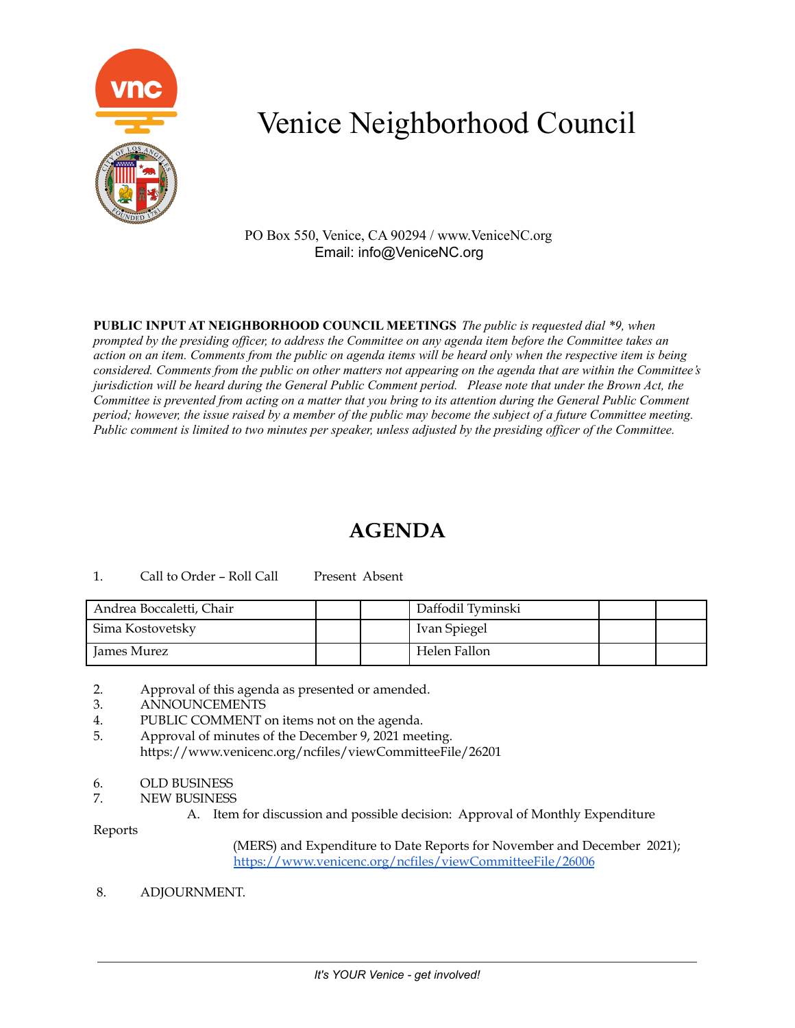# Venice Neighborhood Council

PO Box 550, Venice, CA 90294 / www.VeniceNC.org
Email: info@VeniceNC.org

**PUBLIC INPUT AT NEIGHBORHOOD COUNCIL MEETINGS** *The public is requested dial *9, when prompted by the presiding officer, to address the Committee on any agenda item before the Committee takes an action on an item. Comments from the public on agenda items will be heard only when the respective item is being considered. Comments from the public on other matters not appearing on the agenda that are within the Committee's jurisdiction will be heard during the General Public Comment period. Please note that under the Brown Act, the Committee is prevented from acting on a matter that you bring to its attention during the General Public Comment period; however, the issue raised by a member of the public may become the subject of a future Committee meeting. Public comment is limited to two minutes per speaker, unless adjusted by the presiding officer of the Committee.*

## AGENDA

1. Call to Order – Roll Call Present Absent

| | Present | Absent | | Present | Absent |
|---|---|---|---|---|---|
| Andrea Boccaletti, Chair | | | Daffodil Tyminski | | |
| Sima Kostovetsky | | | Ivan Spiegel | | |
| James Murez | | | Helen Fallon | | |

2. Approval of this agenda as presented or amended.
3. ANNOUNCEMENTS
4. PUBLIC COMMENT on items not on the agenda.
5. Approval of minutes of the December 9, 2021 meeting.
   https://www.venicenc.org/ncfiles/viewCommitteeFile/26201
6. OLD BUSINESS
7. NEW BUSINESS
   A. Item for discussion and possible decision: Approval of Monthly Expenditure Reports (MERS) and Expenditure to Date Reports for November and December 2021);
   https://www.venicenc.org/ncfiles/viewCommitteeFile/26006
8. ADJOURNMENT.

*It's YOUR Venice - get involved!*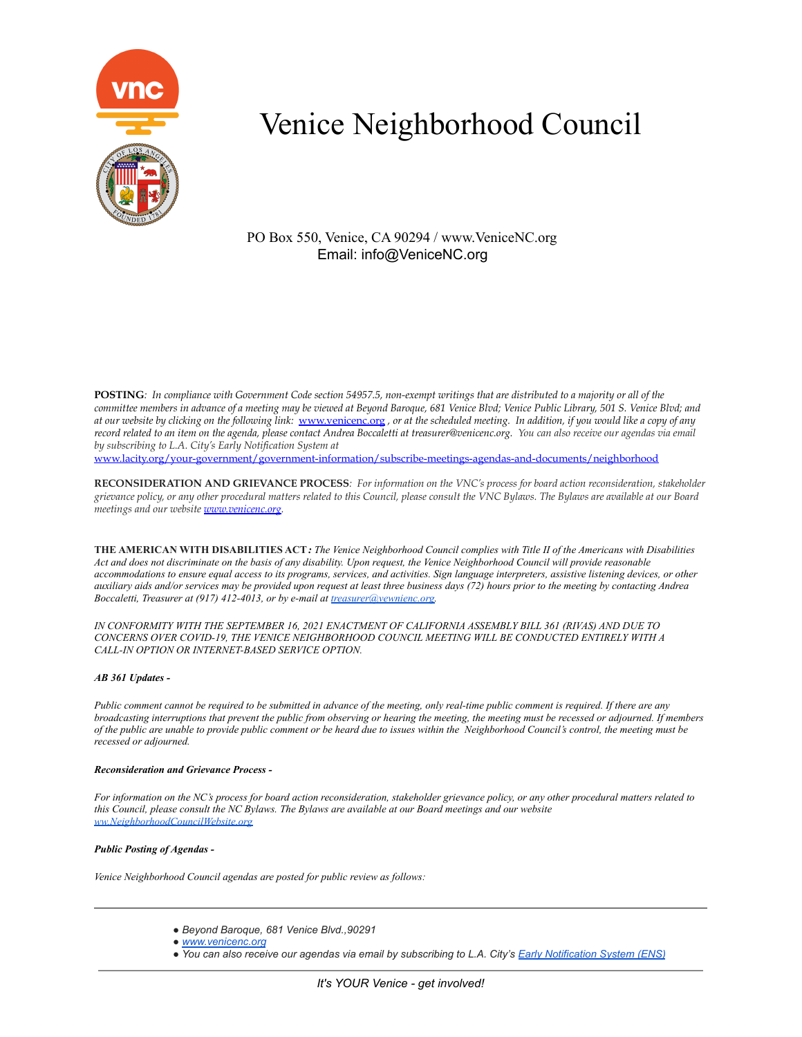# Venice Neighborhood Council

PO Box 550, Venice, CA 90294 / www.VeniceNC.org
Email: info@VeniceNC.org

**POSTING**: *In compliance with Government Code section 54957.5, non-exempt writings that are distributed to a majority or all of the committee members in advance of a meeting may be viewed at Beyond Baroque, 681 Venice Blvd; Venice Public Library, 501 S. Venice Blvd; and at our website by clicking on the following link:* [www.venicenc.org](http://www.venicenc.org) *, or at the scheduled meeting. In addition, if you would like a copy of any record related to an item on the agenda, please contact Andrea Boccaletti at treasurer@venicenc.org. You can also receive our agendas via email by subscribing to L.A. City's Early Notification System at* [www.lacity.org/your-government/government-information/subscribe-meetings-agendas-and-documents/neighborhood](http://www.lacity.org/your-government/government-information/subscribe-meetings-agendas-and-documents/neighborhood)

**RECONSIDERATION AND GRIEVANCE PROCESS**: *For information on the VNC's process for board action reconsideration, stakeholder grievance policy, or any other procedural matters related to this Council, please consult the VNC Bylaws. The Bylaws are available at our Board meetings and our website* [*www.venicenc.org*](http://www.venicenc.org)*.*

**THE AMERICAN WITH DISABILITIES ACT***: The Venice Neighborhood Council complies with Title II of the Americans with Disabilities Act and does not discriminate on the basis of any disability. Upon request, the Venice Neighborhood Council will provide reasonable accommodations to ensure equal access to its programs, services, and activities. Sign language interpreters, assistive listening devices, or other auxiliary aids and/or services may be provided upon request at least three business days (72) hours prior to the meeting by contacting Andrea Boccaletti, Treasurer at (917) 412-4013, or by e-mail at* [*treasurer@vewnienc.org*](mailto:treasurer@vewnienc.org)*.*

*IN CONFORMITY WITH THE SEPTEMBER 16, 2021 ENACTMENT OF CALIFORNIA ASSEMBLY BILL 361 (RIVAS) AND DUE TO CONCERNS OVER COVID-19, THE VENICE NEIGHBORHOOD COUNCIL MEETING WILL BE CONDUCTED ENTIRELY WITH A CALL-IN OPTION OR INTERNET-BASED SERVICE OPTION.*

***AB 361 Updates -***

*Public comment cannot be required to be submitted in advance of the meeting, only real-time public comment is required. If there are any broadcasting interruptions that prevent the public from observing or hearing the meeting, the meeting must be recessed or adjourned. If members of the public are unable to provide public comment or be heard due to issues within the Neighborhood Council's control, the meeting must be recessed or adjourned.*

***Reconsideration and Grievance Process -***

*For information on the NC's process for board action reconsideration, stakeholder grievance policy, or any other procedural matters related to this Council, please consult the NC Bylaws. The Bylaws are available at our Board meetings and our website* [*ww.NeighborhoodCouncilWebsite.org*](http://ww.NeighborhoodCouncilWebsite.org)

***Public Posting of Agendas -***

*Venice Neighborhood Council agendas are posted for public review as follows:*

---

- *Beyond Baroque, 681 Venice Blvd.,90291*
- [*www.venicenc.org*](http://www.venicenc.org)
- *You can also receive our agendas via email by subscribing to L.A. City's* [*Early Notification System (ENS)*]()

---

*It's YOUR Venice - get involved!*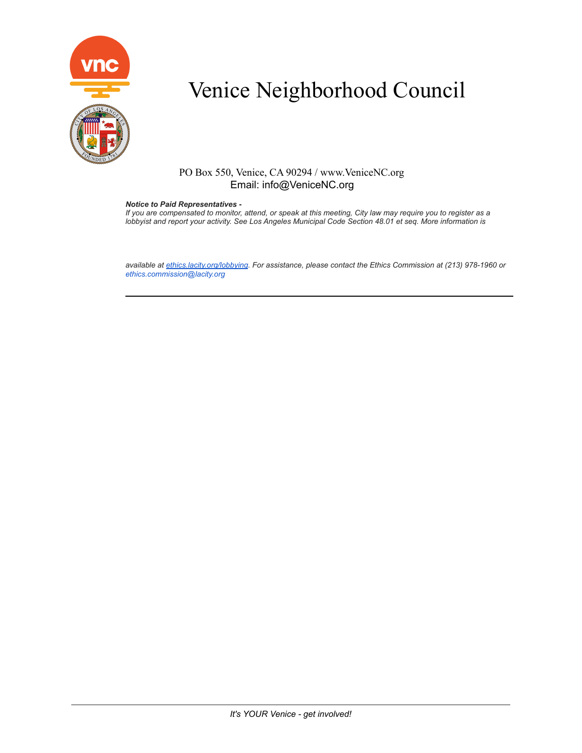# Venice Neighborhood Council

PO Box 550, Venice, CA 90294 / www.VeniceNC.org
Email: info@VeniceNC.org

***Notice to Paid Representatives -***
*If you are compensated to monitor, attend, or speak at this meeting, City law may require you to register as a lobbyist and report your activity. See Los Angeles Municipal Code Section 48.01 et seq. More information is available at [ethics.lacity.org/lobbying](ethics.lacity.org/lobbying). For assistance, please contact the Ethics Commission at (213) 978-1960 or ethics.commission@lacity.org*

---

*It's YOUR Venice - get involved!*